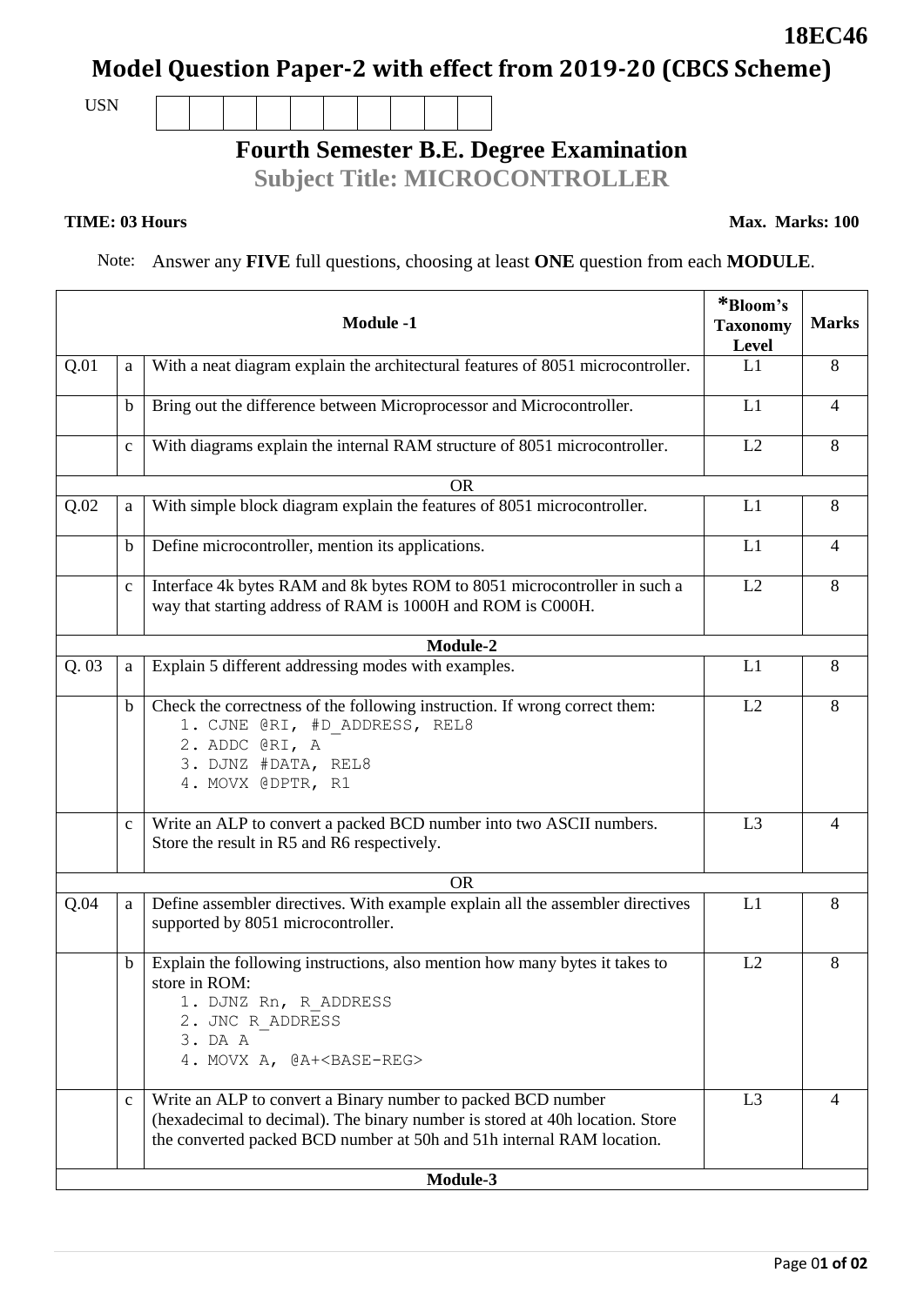**18EC46**

# Model Question Paper-2 with effect from 2019-20 (CBCS Scheme)

USN

## Fourth Semester B.E. Degree Examination

## Subject Title: MICROCONTROLLER

**TIME: 03 Hours** **Max. Marks: 100**

Note: Answer any **FIVE** full questions, choosing at least **ONE** question from each **MODULE**.

| | | Module -1 | *Bloom's Taxonomy Level | Marks |
|---|---|---|---|---|
| Q.01 | a | With a neat diagram explain the architectural features of 8051 microcontroller. | L1 | 8 |
| | b | Bring out the difference between Microprocessor and Microcontroller. | L1 | 4 |
| | c | With diagrams explain the internal RAM structure of 8051 microcontroller. | L2 | 8 |
| | | OR | | |
| Q.02 | a | With simple block diagram explain the features of 8051 microcontroller. | L1 | 8 |
| | b | Define microcontroller, mention its applications. | L1 | 4 |
| | c | Interface 4k bytes RAM and 8k bytes ROM to 8051 microcontroller in such a way that starting address of RAM is 1000H and ROM is C000H. | L2 | 8 |
| | | **Module-2** | | |
| Q. 03 | a | Explain 5 different addressing modes with examples. | L1 | 8 |
| | b | Check the correctness of the following instruction. If wrong correct them:<br>1. CJNE @RI, #D_ADDRESS, REL8<br>2. ADDC @RI, A<br>3. DJNZ #DATA, REL8<br>4. MOVX @DPTR, R1 | L2 | 8 |
| | c | Write an ALP to convert a packed BCD number into two ASCII numbers. Store the result in R5 and R6 respectively. | L3 | 4 |
| | | OR | | |
| Q.04 | a | Define assembler directives. With example explain all the assembler directives supported by 8051 microcontroller. | L1 | 8 |
| | b | Explain the following instructions, also mention how many bytes it takes to store in ROM:<br>1. DJNZ Rn, R_ADDRESS<br>2. JNC R_ADDRESS<br>3. DA A<br>4. MOVX A, @A+<BASE-REG> | L2 | 8 |
| | c | Write an ALP to convert a Binary number to packed BCD number (hexadecimal to decimal). The binary number is stored at 40h location. Store the converted packed BCD number at 50h and 51h internal RAM location. | L3 | 4 |
| | | **Module-3** | | |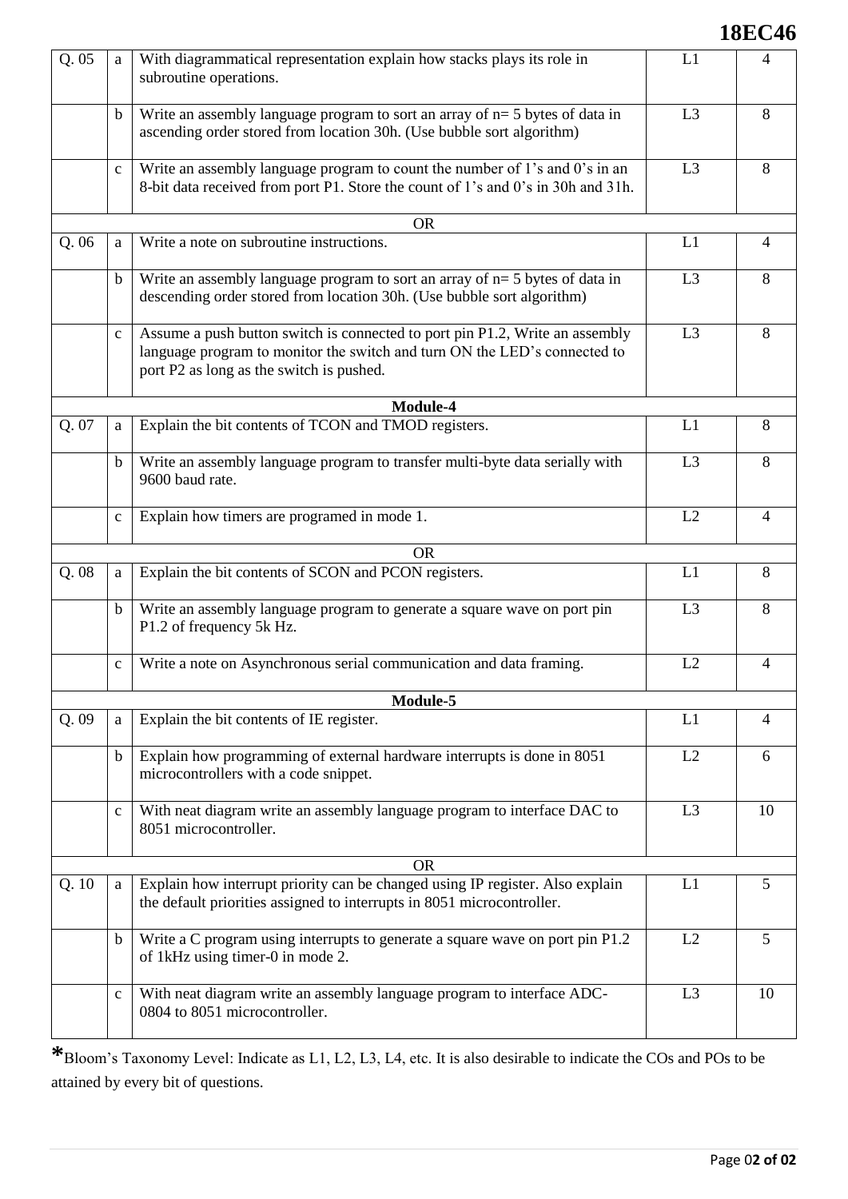| | | | | |
|---|---|---|---|---|
| Q. 05 | a | With diagrammatical representation explain how stacks plays its role in subroutine operations. | L1 | 4 |
| | b | Write an assembly language program to sort an array of n= 5 bytes of data in ascending order stored from location 30h. (Use bubble sort algorithm) | L3 | 8 |
| | c | Write an assembly language program to count the number of 1's and 0's in an 8-bit data received from port P1. Store the count of 1's and 0's in 30h and 31h. | L3 | 8 |
| | | OR | | |
| Q. 06 | a | Write a note on subroutine instructions. | L1 | 4 |
| | b | Write an assembly language program to sort an array of n= 5 bytes of data in descending order stored from location 30h. (Use bubble sort algorithm) | L3 | 8 |
| | c | Assume a push button switch is connected to port pin P1.2, Write an assembly language program to monitor the switch and turn ON the LED's connected to port P2 as long as the switch is pushed. | L3 | 8 |
| | | **Module-4** | | |
| Q. 07 | a | Explain the bit contents of TCON and TMOD registers. | L1 | 8 |
| | b | Write an assembly language program to transfer multi-byte data serially with 9600 baud rate. | L3 | 8 |
| | c | Explain how timers are programed in mode 1. | L2 | 4 |
| | | OR | | |
| Q. 08 | a | Explain the bit contents of SCON and PCON registers. | L1 | 8 |
| | b | Write an assembly language program to generate a square wave on port pin P1.2 of frequency 5k Hz. | L3 | 8 |
| | c | Write a note on Asynchronous serial communication and data framing. | L2 | 4 |
| | | **Module-5** | | |
| Q. 09 | a | Explain the bit contents of IE register. | L1 | 4 |
| | b | Explain how programming of external hardware interrupts is done in 8051 microcontrollers with a code snippet. | L2 | 6 |
| | c | With neat diagram write an assembly language program to interface DAC to 8051 microcontroller. | L3 | 10 |
| | | OR | | |
| Q. 10 | a | Explain how interrupt priority can be changed using IP register. Also explain the default priorities assigned to interrupts in 8051 microcontroller. | L1 | 5 |
| | b | Write a C program using interrupts to generate a square wave on port pin P1.2 of 1kHz using timer-0 in mode 2. | L2 | 5 |
| | c | With neat diagram write an assembly language program to interface ADC-0804 to 8051 microcontroller. | L3 | 10 |

*Bloom's Taxonomy Level: Indicate as L1, L2, L3, L4, etc. It is also desirable to indicate the COs and POs to be attained by every bit of questions.